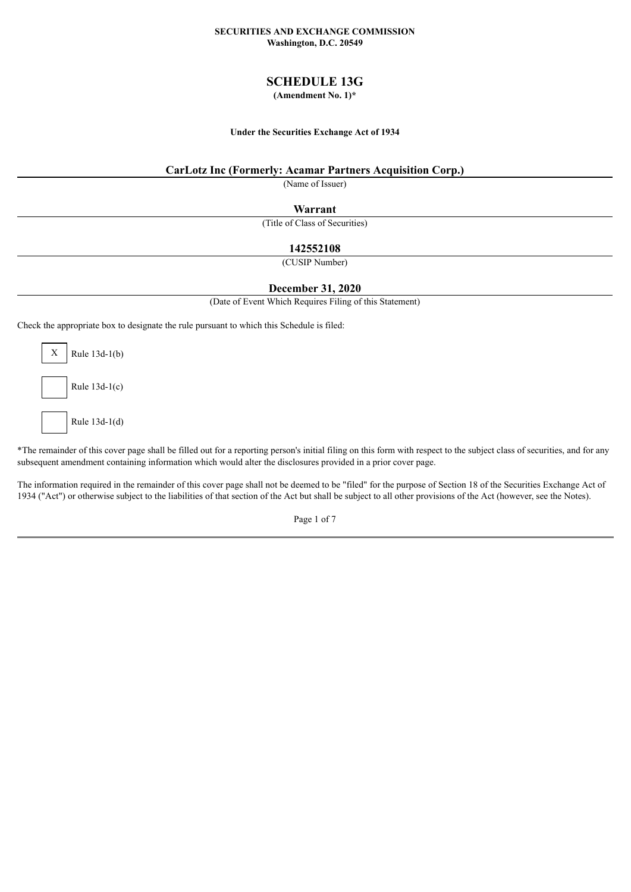**SECURITIES AND EXCHANGE COMMISSION**
**Washington, D.C. 20549**

# SCHEDULE 13G

**(Amendment No. 1)***

**Under the Securities Exchange Act of 1934**

**CarLotz Inc (Formerly: Acamar Partners Acquisition Corp.)**

(Name of Issuer)

**Warrant**

(Title of Class of Securities)

**142552108**

(CUSIP Number)

**December 31, 2020**

(Date of Event Which Requires Filing of this Statement)

Check the appropriate box to designate the rule pursuant to which this Schedule is filed:

[X] Rule 13d-1(b)

[ ] Rule 13d-1(c)

[ ] Rule 13d-1(d)

*The remainder of this cover page shall be filled out for a reporting person's initial filing on this form with respect to the subject class of securities, and for any subsequent amendment containing information which would alter the disclosures provided in a prior cover page.

The information required in the remainder of this cover page shall not be deemed to be "filed" for the purpose of Section 18 of the Securities Exchange Act of 1934 ("Act") or otherwise subject to the liabilities of that section of the Act but shall be subject to all other provisions of the Act (however, see the Notes).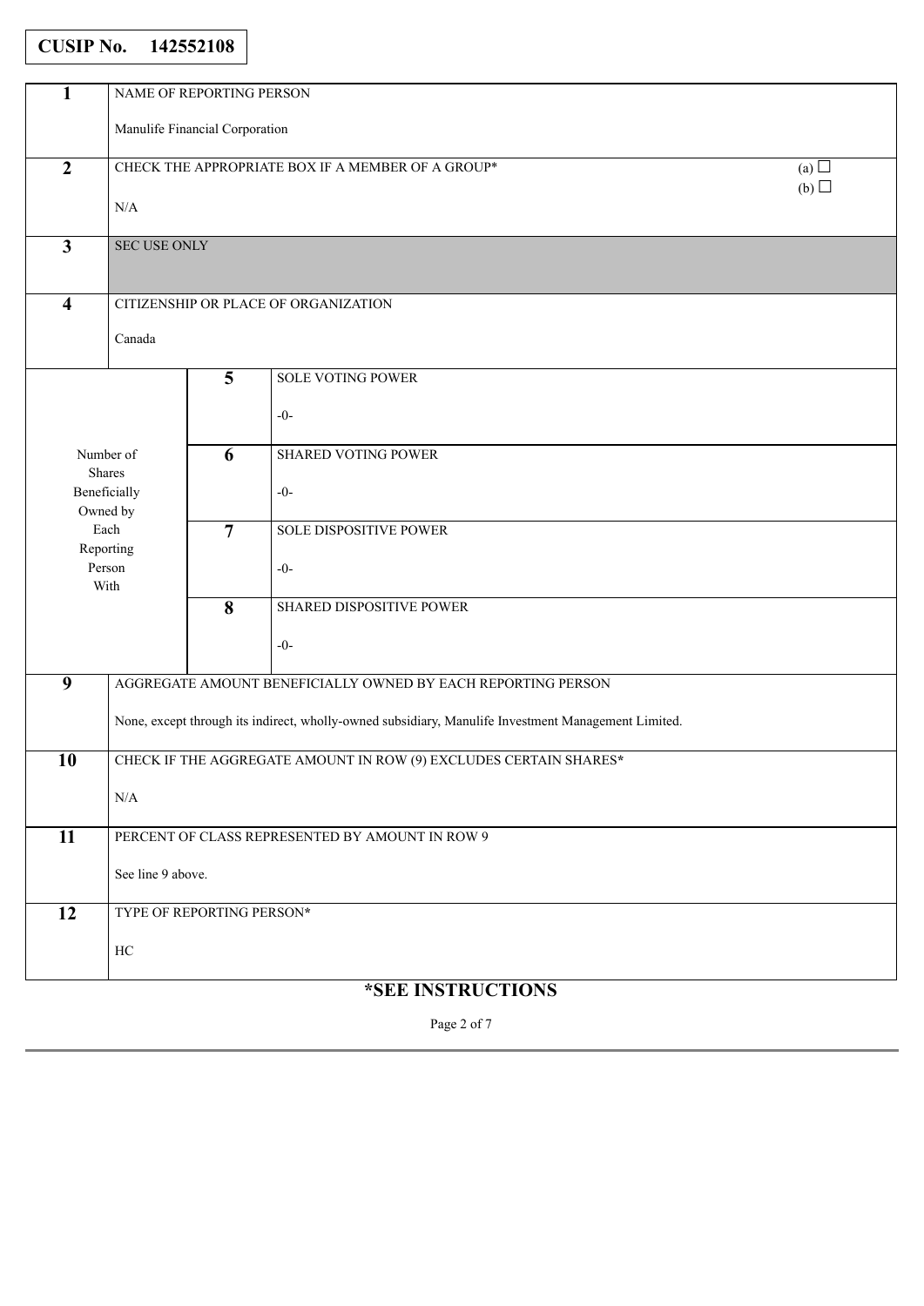**CUSIP No. 142552108**

| | | | |
|---|---|---|---|
| **1** | NAME OF REPORTING PERSON<br><br>Manulife Financial Corporation | | |
| **2** | CHECK THE APPROPRIATE BOX IF A MEMBER OF A GROUP*<br><br>N/A | | (a) ☐<br>(b) ☐ |
| **3** | SEC USE ONLY | | |
| **4** | CITIZENSHIP OR PLACE OF ORGANIZATION<br><br>Canada | | |
| Number of Shares Beneficially Owned by Each Reporting Person With | **5** | SOLE VOTING POWER<br><br>-0- | |
| | **6** | SHARED VOTING POWER<br><br>-0- | |
| | **7** | SOLE DISPOSITIVE POWER<br><br>-0- | |
| | **8** | SHARED DISPOSITIVE POWER<br><br>-0- | |
| **9** | AGGREGATE AMOUNT BENEFICIALLY OWNED BY EACH REPORTING PERSON<br><br>None, except through its indirect, wholly-owned subsidiary, Manulife Investment Management Limited. | | |
| **10** | CHECK IF THE AGGREGATE AMOUNT IN ROW (9) EXCLUDES CERTAIN SHARES*<br><br>N/A | | |
| **11** | PERCENT OF CLASS REPRESENTED BY AMOUNT IN ROW 9<br><br>See line 9 above. | | |
| **12** | TYPE OF REPORTING PERSON*<br><br>HC | | |

**\*SEE INSTRUCTIONS**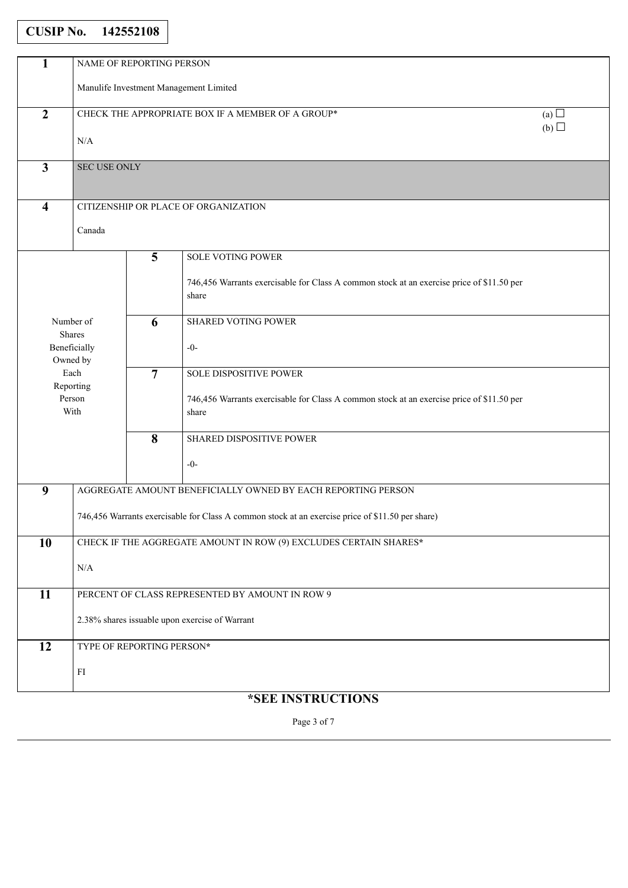**CUSIP No. 142552108**

| | | | |
|---|---|---|---|
| **1** | NAME OF REPORTING PERSON<br><br>Manulife Investment Management Limited | | |
| **2** | CHECK THE APPROPRIATE BOX IF A MEMBER OF A GROUP*<br><br>N/A | | (a) ☐<br>(b) ☐ |
| **3** | SEC USE ONLY | | |
| **4** | CITIZENSHIP OR PLACE OF ORGANIZATION<br><br>Canada | | |
| Number of Shares Beneficially Owned by Each Reporting Person With | **5** | SOLE VOTING POWER<br><br>746,456 Warrants exercisable for Class A common stock at an exercise price of $11.50 per share | |
| | **6** | SHARED VOTING POWER<br><br>-0- | |
| | **7** | SOLE DISPOSITIVE POWER<br><br>746,456 Warrants exercisable for Class A common stock at an exercise price of $11.50 per share | |
| | **8** | SHARED DISPOSITIVE POWER<br><br>-0- | |
| **9** | AGGREGATE AMOUNT BENEFICIALLY OWNED BY EACH REPORTING PERSON<br><br>746,456 Warrants exercisable for Class A common stock at an exercise price of $11.50 per share) | | |
| **10** | CHECK IF THE AGGREGATE AMOUNT IN ROW (9) EXCLUDES CERTAIN SHARES*<br><br>N/A | | |
| **11** | PERCENT OF CLASS REPRESENTED BY AMOUNT IN ROW 9<br><br>2.38% shares issuable upon exercise of Warrant | | |
| **12** | TYPE OF REPORTING PERSON*<br><br>FI | | |

**\*SEE INSTRUCTIONS**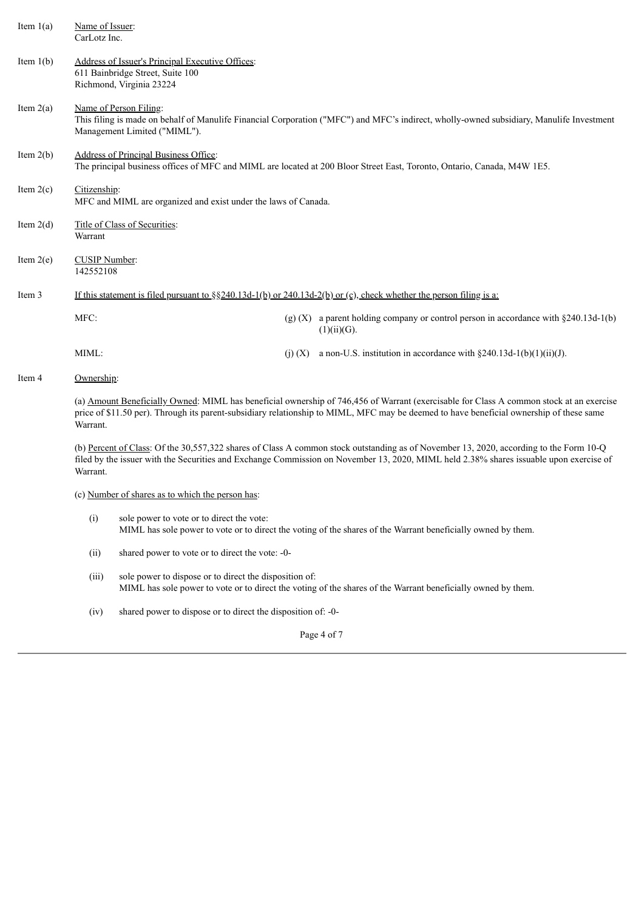Item 1(a) Name of Issuer:
CarLotz Inc.

Item 1(b) Address of Issuer's Principal Executive Offices:
611 Bainbridge Street, Suite 100
Richmond, Virginia 23224

Item 2(a) Name of Person Filing:
This filing is made on behalf of Manulife Financial Corporation ("MFC") and MFC's indirect, wholly-owned subsidiary, Manulife Investment Management Limited ("MIML").

Item 2(b) Address of Principal Business Office:
The principal business offices of MFC and MIML are located at 200 Bloor Street East, Toronto, Ontario, Canada, M4W 1E5.

Item 2(c) Citizenship:
MFC and MIML are organized and exist under the laws of Canada.

Item 2(d) Title of Class of Securities:
Warrant

Item 2(e) CUSIP Number:
142552108

Item 3 If this statement is filed pursuant to §§240.13d-1(b) or 240.13d-2(b) or (c), check whether the person filing is a:

MFC: (g) (X) a parent holding company or control person in accordance with §240.13d-1(b)(1)(ii)(G).

MIML: (j) (X) a non-U.S. institution in accordance with §240.13d-1(b)(1)(ii)(J).

Item 4 Ownership:

(a) Amount Beneficially Owned: MIML has beneficial ownership of 746,456 of Warrant (exercisable for Class A common stock at an exercise price of $11.50 per). Through its parent-subsidiary relationship to MIML, MFC may be deemed to have beneficial ownership of these same Warrant.

(b) Percent of Class: Of the 30,557,322 shares of Class A common stock outstanding as of November 13, 2020, according to the Form 10-Q filed by the issuer with the Securities and Exchange Commission on November 13, 2020, MIML held 2.38% shares issuable upon exercise of Warrant.

(c) Number of shares as to which the person has:

(i) sole power to vote or to direct the vote:
MIML has sole power to vote or to direct the voting of the shares of the Warrant beneficially owned by them.

(ii) shared power to vote or to direct the vote: -0-

(iii) sole power to dispose or to direct the disposition of:
MIML has sole power to vote or to direct the voting of the shares of the Warrant beneficially owned by them.

(iv) shared power to dispose or to direct the disposition of: -0-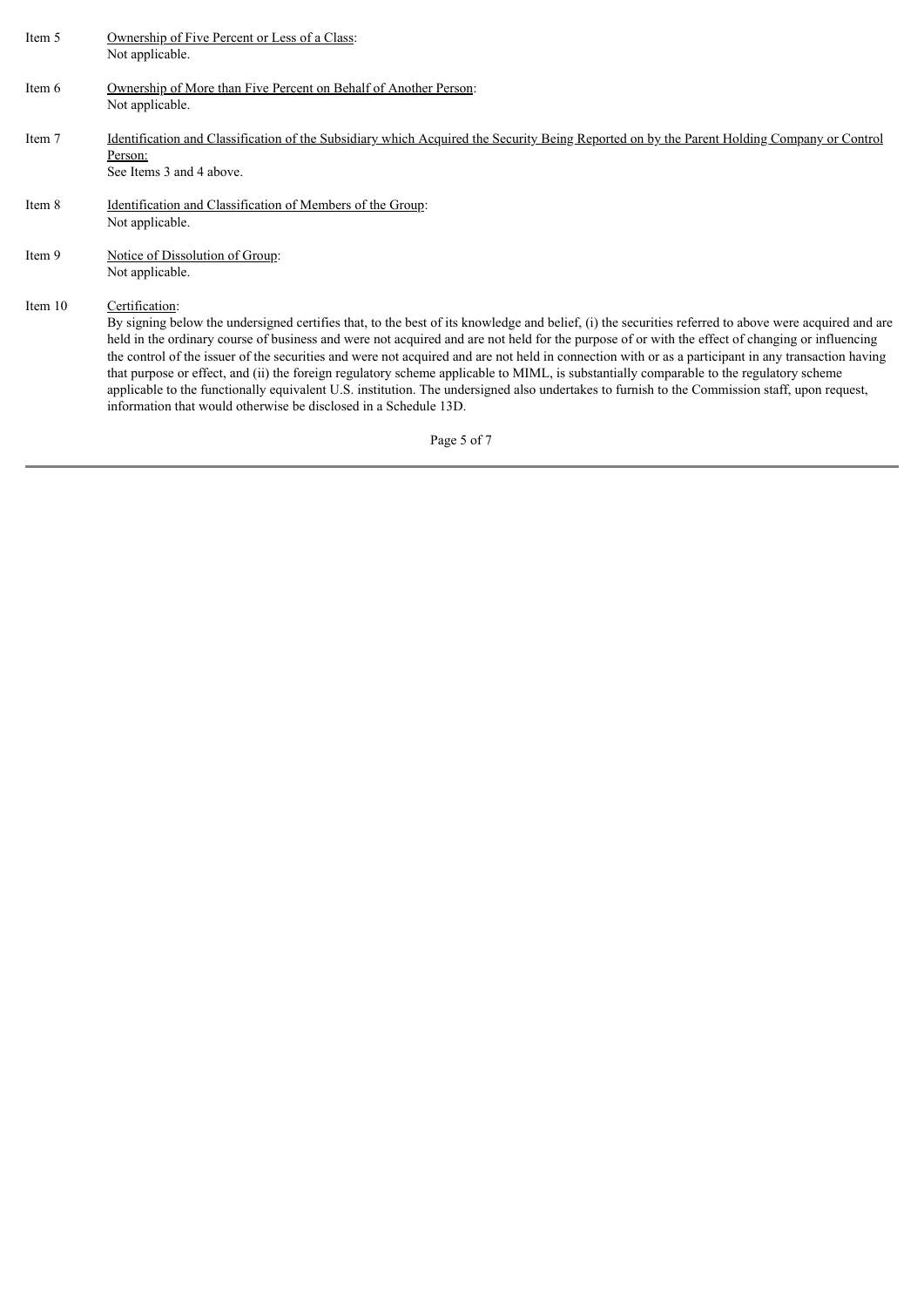Item 5 Ownership of Five Percent or Less of a Class:
Not applicable.

Item 6 Ownership of More than Five Percent on Behalf of Another Person:
Not applicable.

Item 7 Identification and Classification of the Subsidiary which Acquired the Security Being Reported on by the Parent Holding Company or Control Person:
See Items 3 and 4 above.

Item 8 Identification and Classification of Members of the Group:
Not applicable.

Item 9 Notice of Dissolution of Group:
Not applicable.

Item 10 Certification:
By signing below the undersigned certifies that, to the best of its knowledge and belief, (i) the securities referred to above were acquired and are held in the ordinary course of business and were not acquired and are not held for the purpose of or with the effect of changing or influencing the control of the issuer of the securities and were not acquired and are not held in connection with or as a participant in any transaction having that purpose or effect, and (ii) the foreign regulatory scheme applicable to MIML, is substantially comparable to the regulatory scheme applicable to the functionally equivalent U.S. institution. The undersigned also undertakes to furnish to the Commission staff, upon request, information that would otherwise be disclosed in a Schedule 13D.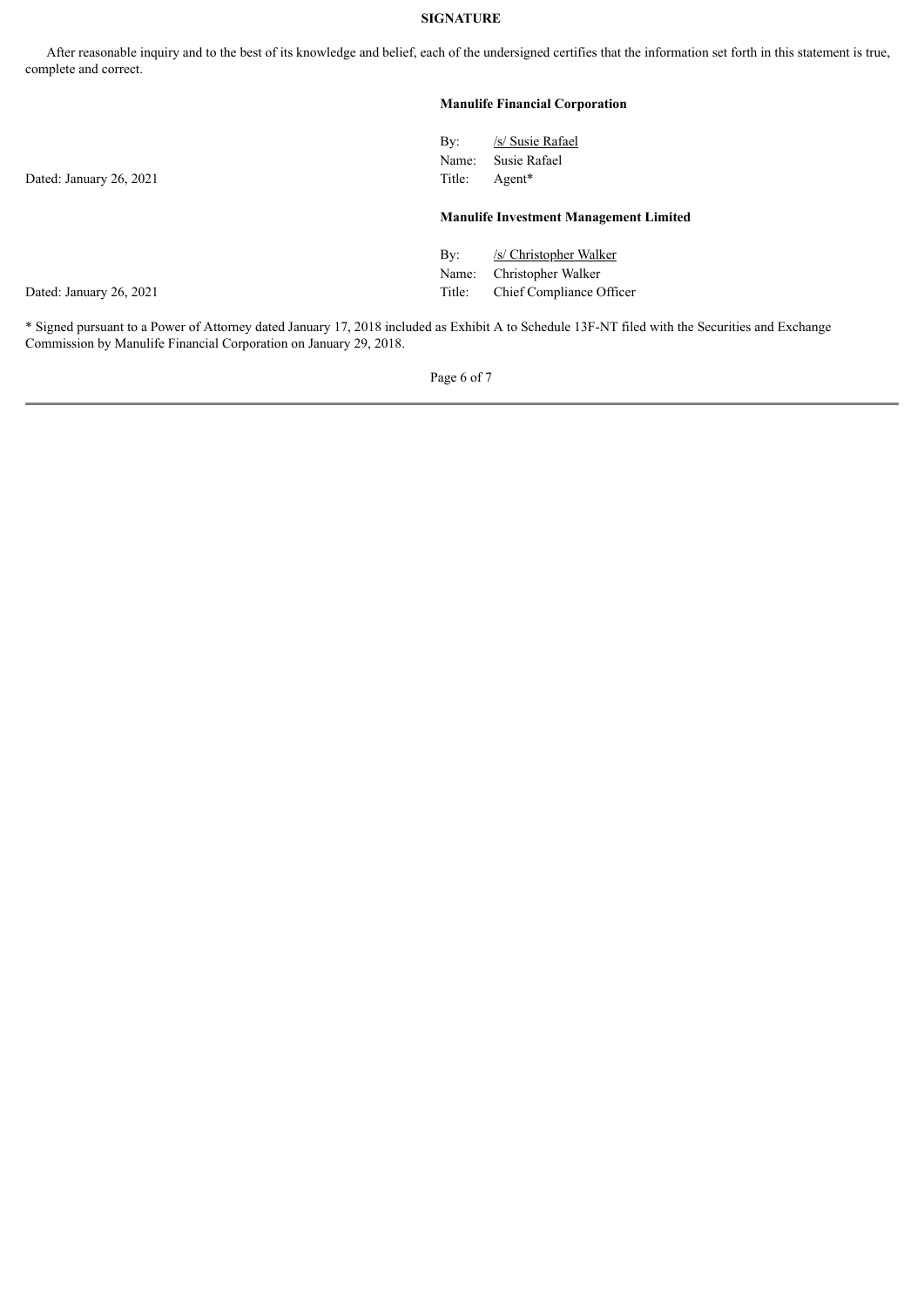**SIGNATURE**

After reasonable inquiry and to the best of its knowledge and belief, each of the undersigned certifies that the information set forth in this statement is true, complete and correct.

**Manulife Financial Corporation**

Dated: January 26, 2021

By: /s/ Susie Rafael
Name: Susie Rafael
Title: Agent*

**Manulife Investment Management Limited**

Dated: January 26, 2021

By: /s/ Christopher Walker
Name: Christopher Walker
Title: Chief Compliance Officer

* Signed pursuant to a Power of Attorney dated January 17, 2018 included as Exhibit A to Schedule 13F-NT filed with the Securities and Exchange Commission by Manulife Financial Corporation on January 29, 2018.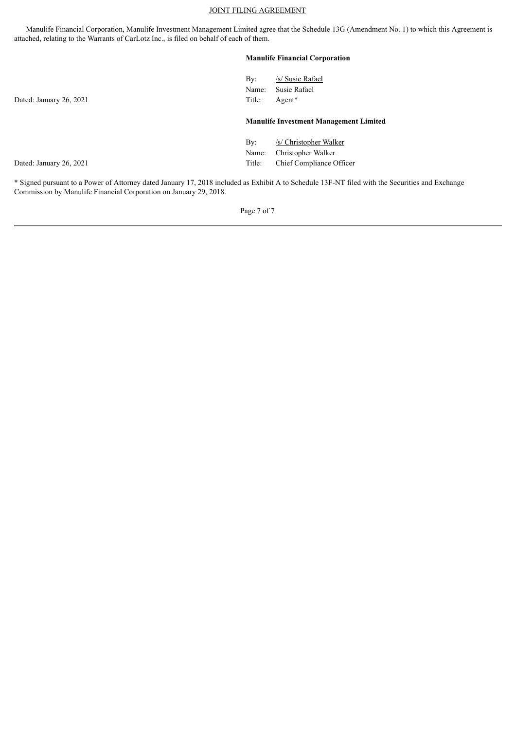JOINT FILING AGREEMENT

Manulife Financial Corporation, Manulife Investment Management Limited agree that the Schedule 13G (Amendment No. 1) to which this Agreement is attached, relating to the Warrants of CarLotz Inc., is filed on behalf of each of them.

**Manulife Financial Corporation**

Dated: January 26, 2021

By: /s/ Susie Rafael
Name: Susie Rafael
Title: Agent*

**Manulife Investment Management Limited**

Dated: January 26, 2021

By: /s/ Christopher Walker
Name: Christopher Walker
Title: Chief Compliance Officer

* Signed pursuant to a Power of Attorney dated January 17, 2018 included as Exhibit A to Schedule 13F-NT filed with the Securities and Exchange Commission by Manulife Financial Corporation on January 29, 2018.